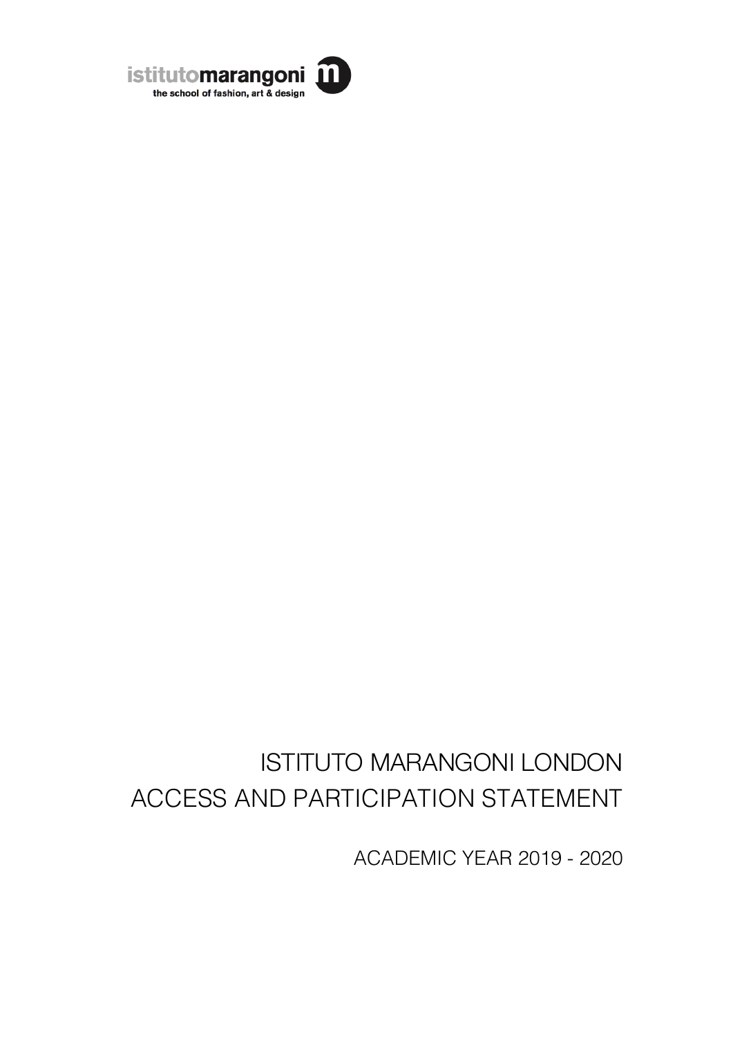istitutomarangoni
the school of fashion, art & design

# ISTITUTO MARANGONI LONDON ACCESS AND PARTICIPATION STATEMENT

ACADEMIC YEAR 2019 - 2020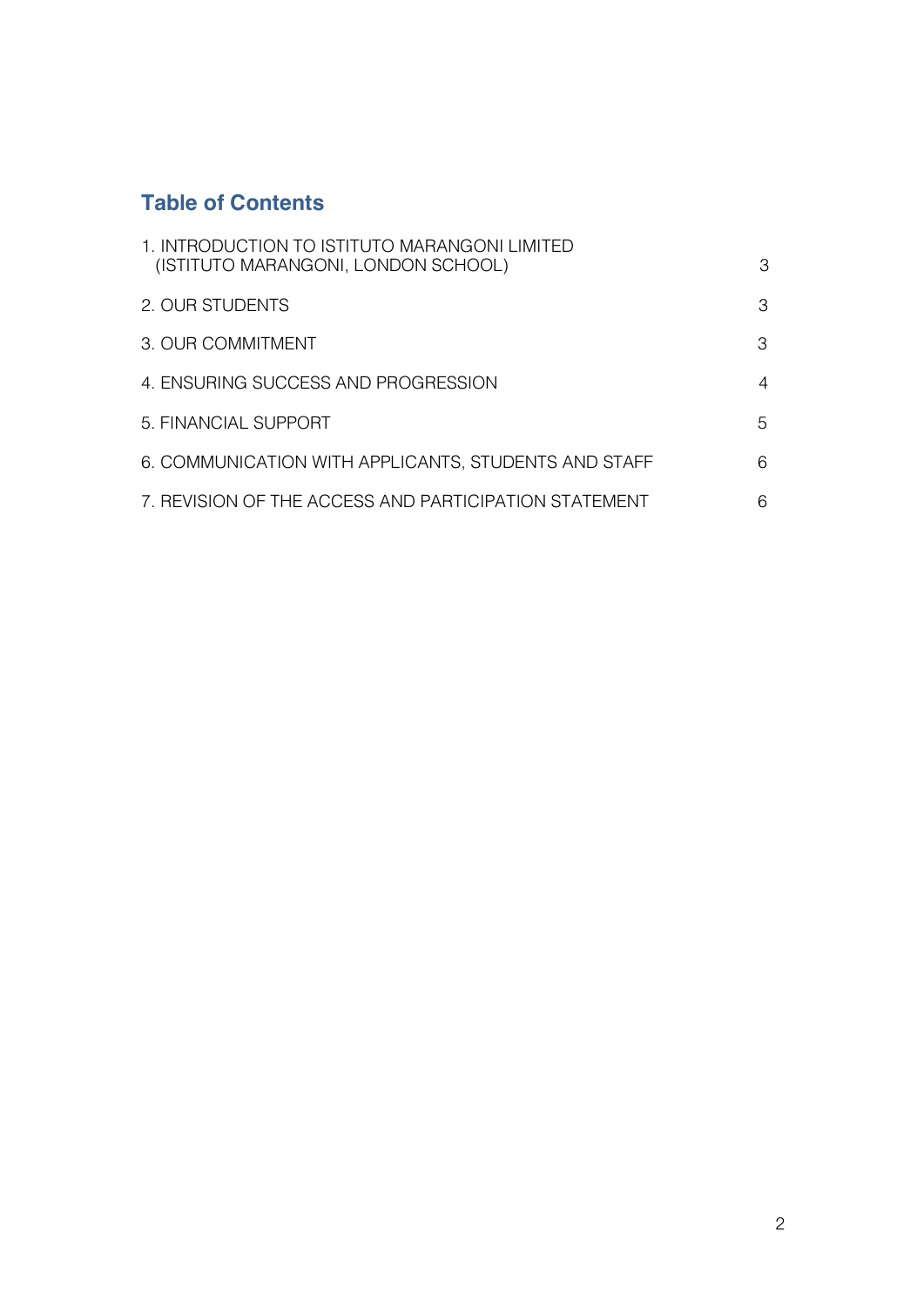## Table of Contents

| | |
|---|---|
| 1. INTRODUCTION TO ISTITUTO MARANGONI LIMITED (ISTITUTO MARANGONI, LONDON SCHOOL) | 3 |
| 2. OUR STUDENTS | 3 |
| 3. OUR COMMITMENT | 3 |
| 4. ENSURING SUCCESS AND PROGRESSION | 4 |
| 5. FINANCIAL SUPPORT | 5 |
| 6. COMMUNICATION WITH APPLICANTS, STUDENTS AND STAFF | 6 |
| 7. REVISION OF THE ACCESS AND PARTICIPATION STATEMENT | 6 |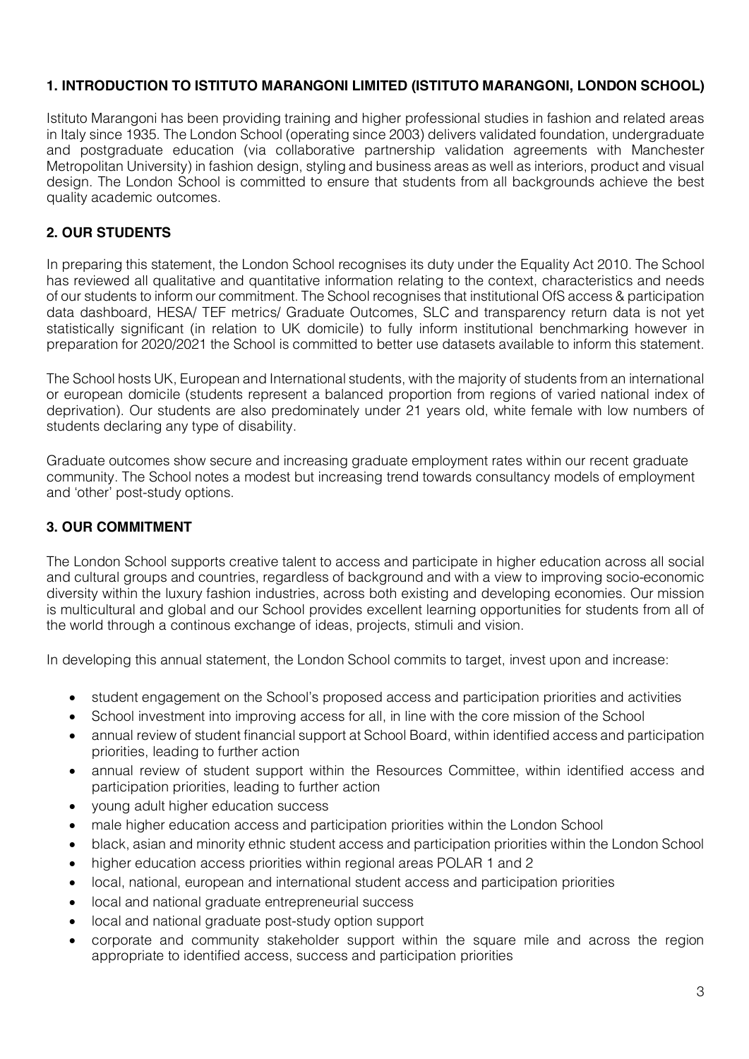## 1. INTRODUCTION TO ISTITUTO MARANGONI LIMITED (ISTITUTO MARANGONI, LONDON SCHOOL)

Istituto Marangoni has been providing training and higher professional studies in fashion and related areas in Italy since 1935. The London School (operating since 2003) delivers validated foundation, undergraduate and postgraduate education (via collaborative partnership validation agreements with Manchester Metropolitan University) in fashion design, styling and business areas as well as interiors, product and visual design. The London School is committed to ensure that students from all backgrounds achieve the best quality academic outcomes.

## 2. OUR STUDENTS

In preparing this statement, the London School recognises its duty under the Equality Act 2010. The School has reviewed all qualitative and quantitative information relating to the context, characteristics and needs of our students to inform our commitment. The School recognises that institutional OfS access & participation data dashboard, HESA/ TEF metrics/ Graduate Outcomes, SLC and transparency return data is not yet statistically significant (in relation to UK domicile) to fully inform institutional benchmarking however in preparation for 2020/2021 the School is committed to better use datasets available to inform this statement.

The School hosts UK, European and International students, with the majority of students from an international or european domicile (students represent a balanced proportion from regions of varied national index of deprivation). Our students are also predominately under 21 years old, white female with low numbers of students declaring any type of disability.

Graduate outcomes show secure and increasing graduate employment rates within our recent graduate community. The School notes a modest but increasing trend towards consultancy models of employment and 'other' post-study options.

## 3. OUR COMMITMENT

The London School supports creative talent to access and participate in higher education across all social and cultural groups and countries, regardless of background and with a view to improving socio-economic diversity within the luxury fashion industries, across both existing and developing economies. Our mission is multicultural and global and our School provides excellent learning opportunities for students from all of the world through a continous exchange of ideas, projects, stimuli and vision.

In developing this annual statement, the London School commits to target, invest upon and increase:

- student engagement on the School's proposed access and participation priorities and activities
- School investment into improving access for all, in line with the core mission of the School
- annual review of student financial support at School Board, within identified access and participation priorities, leading to further action
- annual review of student support within the Resources Committee, within identified access and participation priorities, leading to further action
- young adult higher education success
- male higher education access and participation priorities within the London School
- black, asian and minority ethnic student access and participation priorities within the London School
- higher education access priorities within regional areas POLAR 1 and 2
- local, national, european and international student access and participation priorities
- local and national graduate entrepreneurial success
- local and national graduate post-study option support
- corporate and community stakeholder support within the square mile and across the region appropriate to identified access, success and participation priorities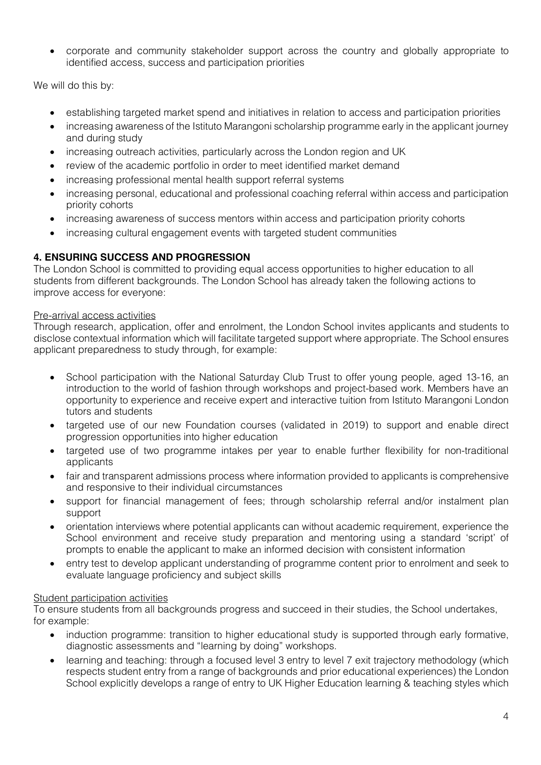- corporate and community stakeholder support across the country and globally appropriate to identified access, success and participation priorities

We will do this by:

- establishing targeted market spend and initiatives in relation to access and participation priorities
- increasing awareness of the Istituto Marangoni scholarship programme early in the applicant journey and during study
- increasing outreach activities, particularly across the London region and UK
- review of the academic portfolio in order to meet identified market demand
- increasing professional mental health support referral systems
- increasing personal, educational and professional coaching referral within access and participation priority cohorts
- increasing awareness of success mentors within access and participation priority cohorts
- increasing cultural engagement events with targeted student communities

## 4. ENSURING SUCCESS AND PROGRESSION

The London School is committed to providing equal access opportunities to higher education to all students from different backgrounds. The London School has already taken the following actions to improve access for everyone:

Pre-arrival access activities

Through research, application, offer and enrolment, the London School invites applicants and students to disclose contextual information which will facilitate targeted support where appropriate. The School ensures applicant preparedness to study through, for example:

- School participation with the National Saturday Club Trust to offer young people, aged 13-16, an introduction to the world of fashion through workshops and project-based work. Members have an opportunity to experience and receive expert and interactive tuition from Istituto Marangoni London tutors and students
- targeted use of our new Foundation courses (validated in 2019) to support and enable direct progression opportunities into higher education
- targeted use of two programme intakes per year to enable further flexibility for non-traditional applicants
- fair and transparent admissions process where information provided to applicants is comprehensive and responsive to their individual circumstances
- support for financial management of fees; through scholarship referral and/or instalment plan support
- orientation interviews where potential applicants can without academic requirement, experience the School environment and receive study preparation and mentoring using a standard 'script' of prompts to enable the applicant to make an informed decision with consistent information
- entry test to develop applicant understanding of programme content prior to enrolment and seek to evaluate language proficiency and subject skills

Student participation activities

To ensure students from all backgrounds progress and succeed in their studies, the School undertakes, for example:

- induction programme: transition to higher educational study is supported through early formative, diagnostic assessments and "learning by doing" workshops.
- learning and teaching: through a focused level 3 entry to level 7 exit trajectory methodology (which respects student entry from a range of backgrounds and prior educational experiences) the London School explicitly develops a range of entry to UK Higher Education learning & teaching styles which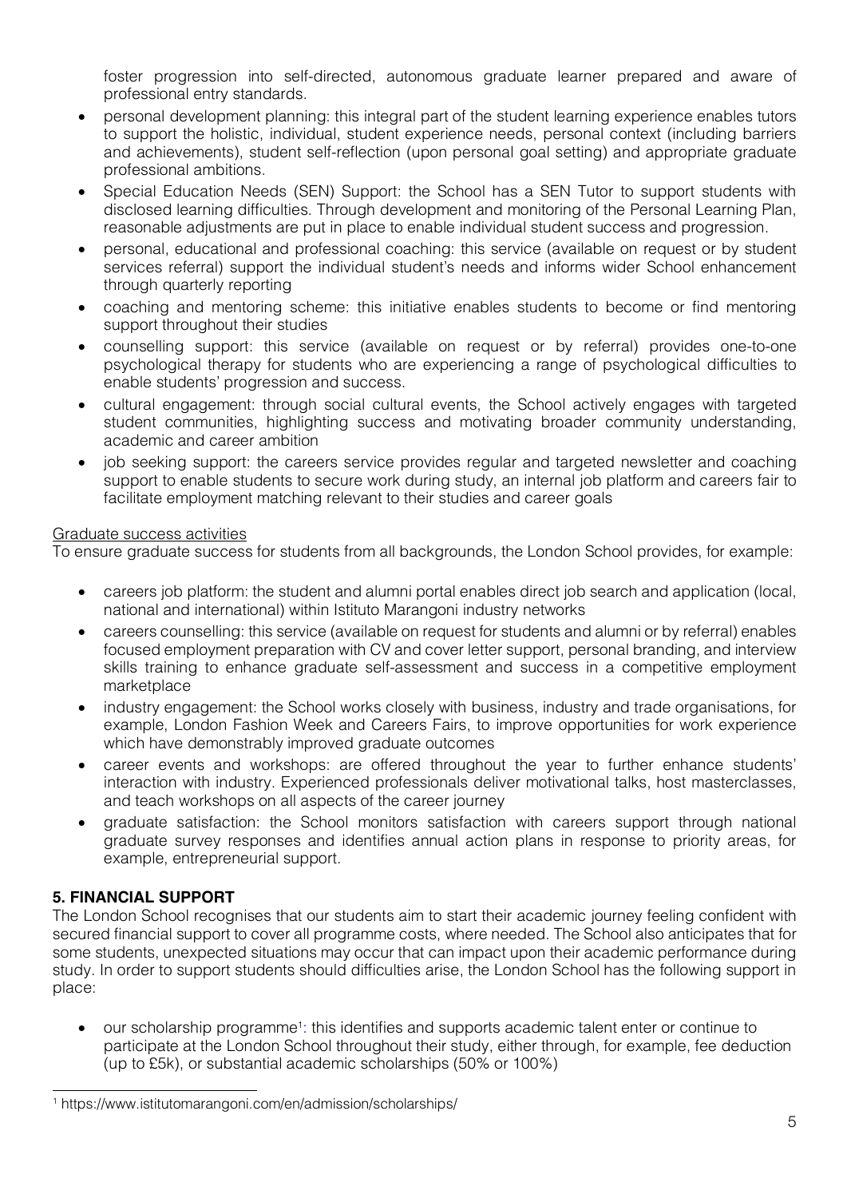foster progression into self-directed, autonomous graduate learner prepared and aware of professional entry standards.

- personal development planning: this integral part of the student learning experience enables tutors to support the holistic, individual, student experience needs, personal context (including barriers and achievements), student self-reflection (upon personal goal setting) and appropriate graduate professional ambitions.
- Special Education Needs (SEN) Support: the School has a SEN Tutor to support students with disclosed learning difficulties. Through development and monitoring of the Personal Learning Plan, reasonable adjustments are put in place to enable individual student success and progression.
- personal, educational and professional coaching: this service (available on request or by student services referral) support the individual student's needs and informs wider School enhancement through quarterly reporting
- coaching and mentoring scheme: this initiative enables students to become or find mentoring support throughout their studies
- counselling support: this service (available on request or by referral) provides one-to-one psychological therapy for students who are experiencing a range of psychological difficulties to enable students' progression and success.
- cultural engagement: through social cultural events, the School actively engages with targeted student communities, highlighting success and motivating broader community understanding, academic and career ambition
- job seeking support: the careers service provides regular and targeted newsletter and coaching support to enable students to secure work during study, an internal job platform and careers fair to facilitate employment matching relevant to their studies and career goals

Graduate success activities

To ensure graduate success for students from all backgrounds, the London School provides, for example:

- careers job platform: the student and alumni portal enables direct job search and application (local, national and international) within Istituto Marangoni industry networks
- careers counselling: this service (available on request for students and alumni or by referral) enables focused employment preparation with CV and cover letter support, personal branding, and interview skills training to enhance graduate self-assessment and success in a competitive employment marketplace
- industry engagement: the School works closely with business, industry and trade organisations, for example, London Fashion Week and Careers Fairs, to improve opportunities for work experience which have demonstrably improved graduate outcomes
- career events and workshops: are offered throughout the year to further enhance students' interaction with industry. Experienced professionals deliver motivational talks, host masterclasses, and teach workshops on all aspects of the career journey
- graduate satisfaction: the School monitors satisfaction with careers support through national graduate survey responses and identifies annual action plans in response to priority areas, for example, entrepreneurial support.

## 5. FINANCIAL SUPPORT

The London School recognises that our students aim to start their academic journey feeling confident with secured financial support to cover all programme costs, where needed. The School also anticipates that for some students, unexpected situations may occur that can impact upon their academic performance during study. In order to support students should difficulties arise, the London School has the following support in place:

- our scholarship programme[1]: this identifies and supports academic talent enter or continue to participate at the London School throughout their study, either through, for example, fee deduction (up to £5k), or substantial academic scholarships (50% or 100%)

[1] https://www.istitutomarangoni.com/en/admission/scholarships/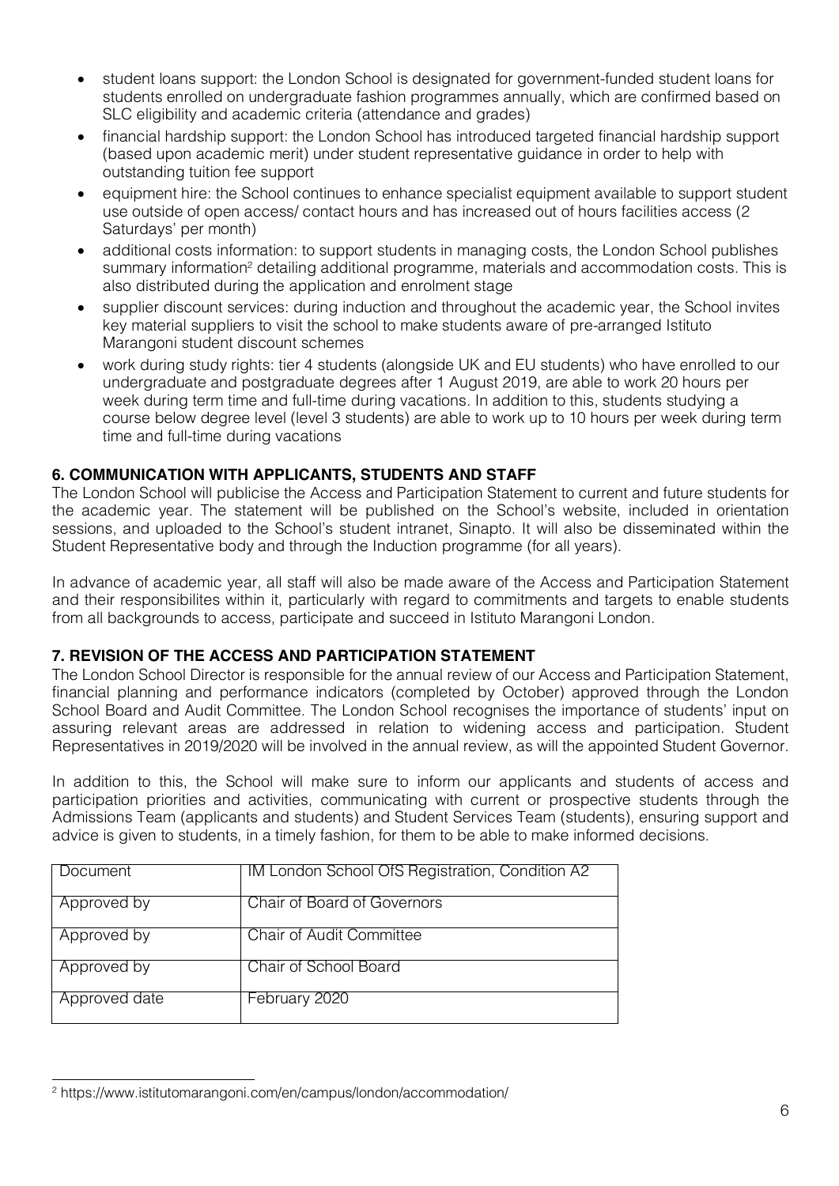- student loans support: the London School is designated for government-funded student loans for students enrolled on undergraduate fashion programmes annually, which are confirmed based on SLC eligibility and academic criteria (attendance and grades)
- financial hardship support: the London School has introduced targeted financial hardship support (based upon academic merit) under student representative guidance in order to help with outstanding tuition fee support
- equipment hire: the School continues to enhance specialist equipment available to support student use outside of open access/ contact hours and has increased out of hours facilities access (2 Saturdays' per month)
- additional costs information: to support students in managing costs, the London School publishes summary information[2] detailing additional programme, materials and accommodation costs. This is also distributed during the application and enrolment stage
- supplier discount services: during induction and throughout the academic year, the School invites key material suppliers to visit the school to make students aware of pre-arranged Istituto Marangoni student discount schemes
- work during study rights: tier 4 students (alongside UK and EU students) who have enrolled to our undergraduate and postgraduate degrees after 1 August 2019, are able to work 20 hours per week during term time and full-time during vacations. In addition to this, students studying a course below degree level (level 3 students) are able to work up to 10 hours per week during term time and full-time during vacations

## 6. COMMUNICATION WITH APPLICANTS, STUDENTS AND STAFF

The London School will publicise the Access and Participation Statement to current and future students for the academic year. The statement will be published on the School's website, included in orientation sessions, and uploaded to the School's student intranet, Sinapto. It will also be disseminated within the Student Representative body and through the Induction programme (for all years).

In advance of academic year, all staff will also be made aware of the Access and Participation Statement and their responsibilites within it, particularly with regard to commitments and targets to enable students from all backgrounds to access, participate and succeed in Istituto Marangoni London.

## 7. REVISION OF THE ACCESS AND PARTICIPATION STATEMENT

The London School Director is responsible for the annual review of our Access and Participation Statement, financial planning and performance indicators (completed by October) approved through the London School Board and Audit Committee. The London School recognises the importance of students' input on assuring relevant areas are addressed in relation to widening access and participation. Student Representatives in 2019/2020 will be involved in the annual review, as will the appointed Student Governor.

In addition to this, the School will make sure to inform our applicants and students of access and participation priorities and activities, communicating with current or prospective students through the Admissions Team (applicants and students) and Student Services Team (students), ensuring support and advice is given to students, in a timely fashion, for them to be able to make informed decisions.

| | |
|---|---|
| Document | IM London School OfS Registration, Condition A2 |
| Approved by | Chair of Board of Governors |
| Approved by | Chair of Audit Committee |
| Approved by | Chair of School Board |
| Approved date | February 2020 |

[2] https://www.istitutomarangoni.com/en/campus/london/accommodation/